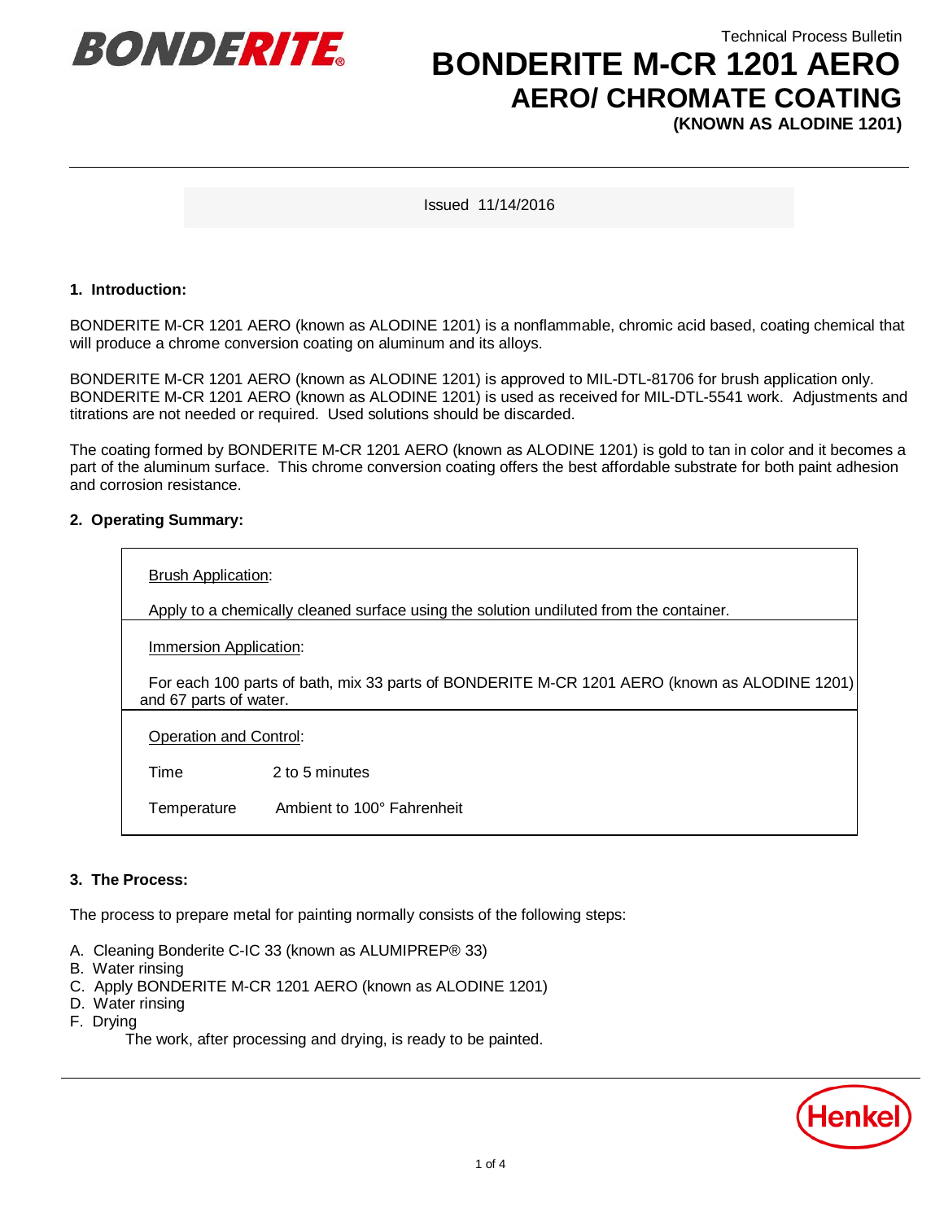BONDERITE

Technical Process Bulletin

# BONDERITE M-CR 1201 AERO
## AERO/ CHROMATE COATING
### (KNOWN AS ALODINE 1201)

Issued 11/14/2016

**1. Introduction:**

BONDERITE M-CR 1201 AERO (known as ALODINE 1201) is a nonflammable, chromic acid based, coating chemical that will produce a chrome conversion coating on aluminum and its alloys.

BONDERITE M-CR 1201 AERO (known as ALODINE 1201) is approved to MIL-DTL-81706 for brush application only. BONDERITE M-CR 1201 AERO (known as ALODINE 1201) is used as received for MIL-DTL-5541 work. Adjustments and titrations are not needed or required. Used solutions should be discarded.

The coating formed by BONDERITE M-CR 1201 AERO (known as ALODINE 1201) is gold to tan in color and it becomes a part of the aluminum surface. This chrome conversion coating offers the best affordable substrate for both paint adhesion and corrosion resistance.

**2. Operating Summary:**

<u>Brush Application</u>:

Apply to a chemically cleaned surface using the solution undiluted from the container.

<u>Immersion Application</u>:

For each 100 parts of bath, mix 33 parts of BONDERITE M-CR 1201 AERO (known as ALODINE 1201) and 67 parts of water.

<u>Operation and Control</u>:

| | |
|---|---|
| Time | 2 to 5 minutes |
| Temperature | Ambient to 100° Fahrenheit |

**3. The Process:**

The process to prepare metal for painting normally consists of the following steps:

A. Cleaning Bonderite C-IC 33 (known as ALUMIPREP® 33)
B. Water rinsing
C. Apply BONDERITE M-CR 1201 AERO (known as ALODINE 1201)
D. Water rinsing
F. Drying

The work, after processing and drying, is ready to be painted.

Henkel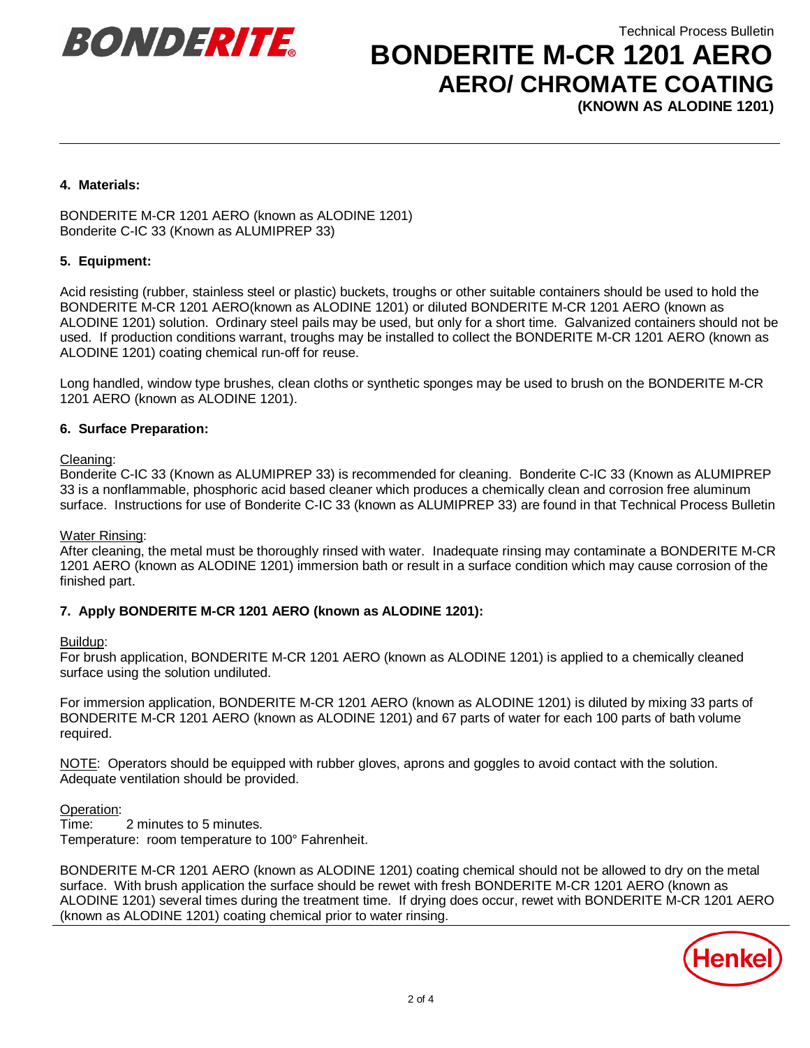## 4. Materials:

BONDERITE M-CR 1201 AERO (known as ALODINE 1201)
Bonderite C-IC 33 (Known as ALUMIPREP 33)

## 5. Equipment:

Acid resisting (rubber, stainless steel or plastic) buckets, troughs or other suitable containers should be used to hold the BONDERITE M-CR 1201 AERO(known as ALODINE 1201) or diluted BONDERITE M-CR 1201 AERO (known as ALODINE 1201) solution. Ordinary steel pails may be used, but only for a short time. Galvanized containers should not be used. If production conditions warrant, troughs may be installed to collect the BONDERITE M-CR 1201 AERO (known as ALODINE 1201) coating chemical run-off for reuse.

Long handled, window type brushes, clean cloths or synthetic sponges may be used to brush on the BONDERITE M-CR 1201 AERO (known as ALODINE 1201).

## 6. Surface Preparation:

Cleaning:
Bonderite C-IC 33 (Known as ALUMIPREP 33) is recommended for cleaning. Bonderite C-IC 33 (Known as ALUMIPREP 33 is a nonflammable, phosphoric acid based cleaner which produces a chemically clean and corrosion free aluminum surface. Instructions for use of Bonderite C-IC 33 (known as ALUMIPREP 33) are found in that Technical Process Bulletin

Water Rinsing:
After cleaning, the metal must be thoroughly rinsed with water. Inadequate rinsing may contaminate a BONDERITE M-CR 1201 AERO (known as ALODINE 1201) immersion bath or result in a surface condition which may cause corrosion of the finished part.

## 7. Apply BONDERITE M-CR 1201 AERO (known as ALODINE 1201):

Buildup:
For brush application, BONDERITE M-CR 1201 AERO (known as ALODINE 1201) is applied to a chemically cleaned surface using the solution undiluted.

For immersion application, BONDERITE M-CR 1201 AERO (known as ALODINE 1201) is diluted by mixing 33 parts of BONDERITE M-CR 1201 AERO (known as ALODINE 1201) and 67 parts of water for each 100 parts of bath volume required.

NOTE: Operators should be equipped with rubber gloves, aprons and goggles to avoid contact with the solution. Adequate ventilation should be provided.

Operation:
Time: 2 minutes to 5 minutes.
Temperature: room temperature to 100° Fahrenheit.

BONDERITE M-CR 1201 AERO (known as ALODINE 1201) coating chemical should not be allowed to dry on the metal surface. With brush application the surface should be rewet with fresh BONDERITE M-CR 1201 AERO (known as ALODINE 1201) several times during the treatment time. If drying does occur, rewet with BONDERITE M-CR 1201 AERO (known as ALODINE 1201) coating chemical prior to water rinsing.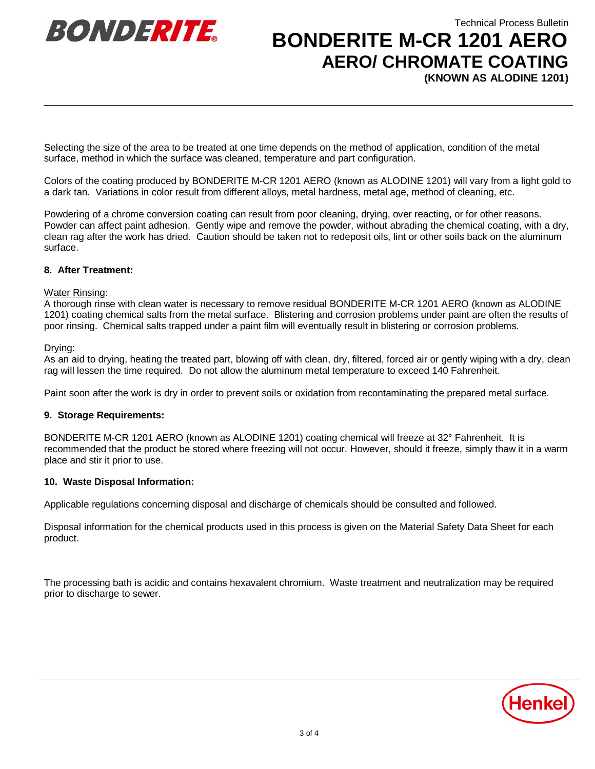Selecting the size of the area to be treated at one time depends on the method of application, condition of the metal surface, method in which the surface was cleaned, temperature and part configuration.

Colors of the coating produced by BONDERITE M-CR 1201 AERO (known as ALODINE 1201) will vary from a light gold to a dark tan. Variations in color result from different alloys, metal hardness, metal age, method of cleaning, etc.

Powdering of a chrome conversion coating can result from poor cleaning, drying, over reacting, or for other reasons. Powder can affect paint adhesion. Gently wipe and remove the powder, without abrading the chemical coating, with a dry, clean rag after the work has dried. Caution should be taken not to redeposit oils, lint or other soils back on the aluminum surface.

**8. After Treatment:**

<u>Water Rinsing</u>:
A thorough rinse with clean water is necessary to remove residual BONDERITE M-CR 1201 AERO (known as ALODINE 1201) coating chemical salts from the metal surface. Blistering and corrosion problems under paint are often the results of poor rinsing. Chemical salts trapped under a paint film will eventually result in blistering or corrosion problems.

<u>Drying</u>:
As an aid to drying, heating the treated part, blowing off with clean, dry, filtered, forced air or gently wiping with a dry, clean rag will lessen the time required. Do not allow the aluminum metal temperature to exceed 140 Fahrenheit.

Paint soon after the work is dry in order to prevent soils or oxidation from recontaminating the prepared metal surface.

**9. Storage Requirements:**

BONDERITE M-CR 1201 AERO (known as ALODINE 1201) coating chemical will freeze at 32° Fahrenheit. It is recommended that the product be stored where freezing will not occur. However, should it freeze, simply thaw it in a warm place and stir it prior to use.

**10. Waste Disposal Information:**

Applicable regulations concerning disposal and discharge of chemicals should be consulted and followed.

Disposal information for the chemical products used in this process is given on the Material Safety Data Sheet for each product.

The processing bath is acidic and contains hexavalent chromium. Waste treatment and neutralization may be required prior to discharge to sewer.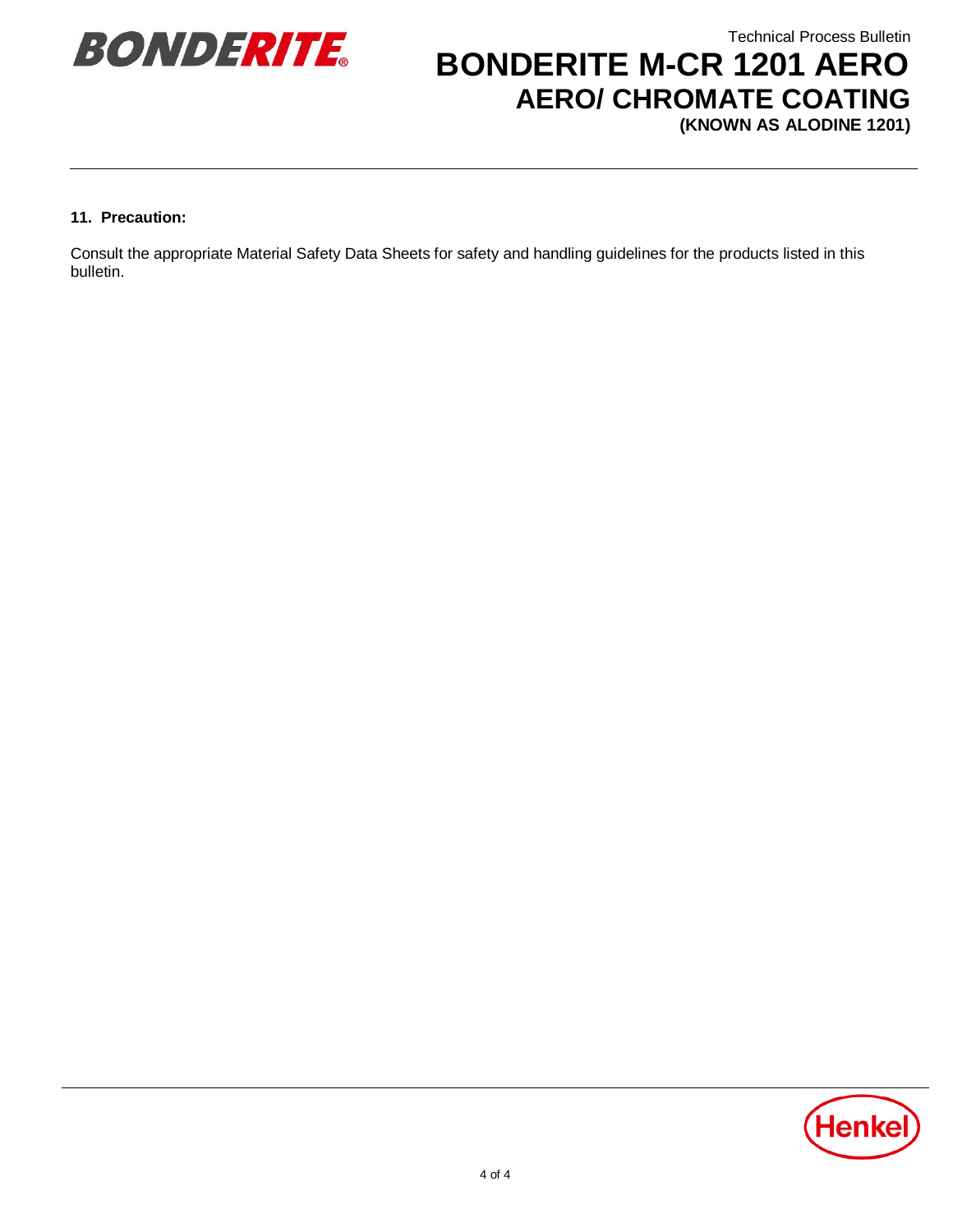**11. Precaution:**

Consult the appropriate Material Safety Data Sheets for safety and handling guidelines for the products listed in this bulletin.